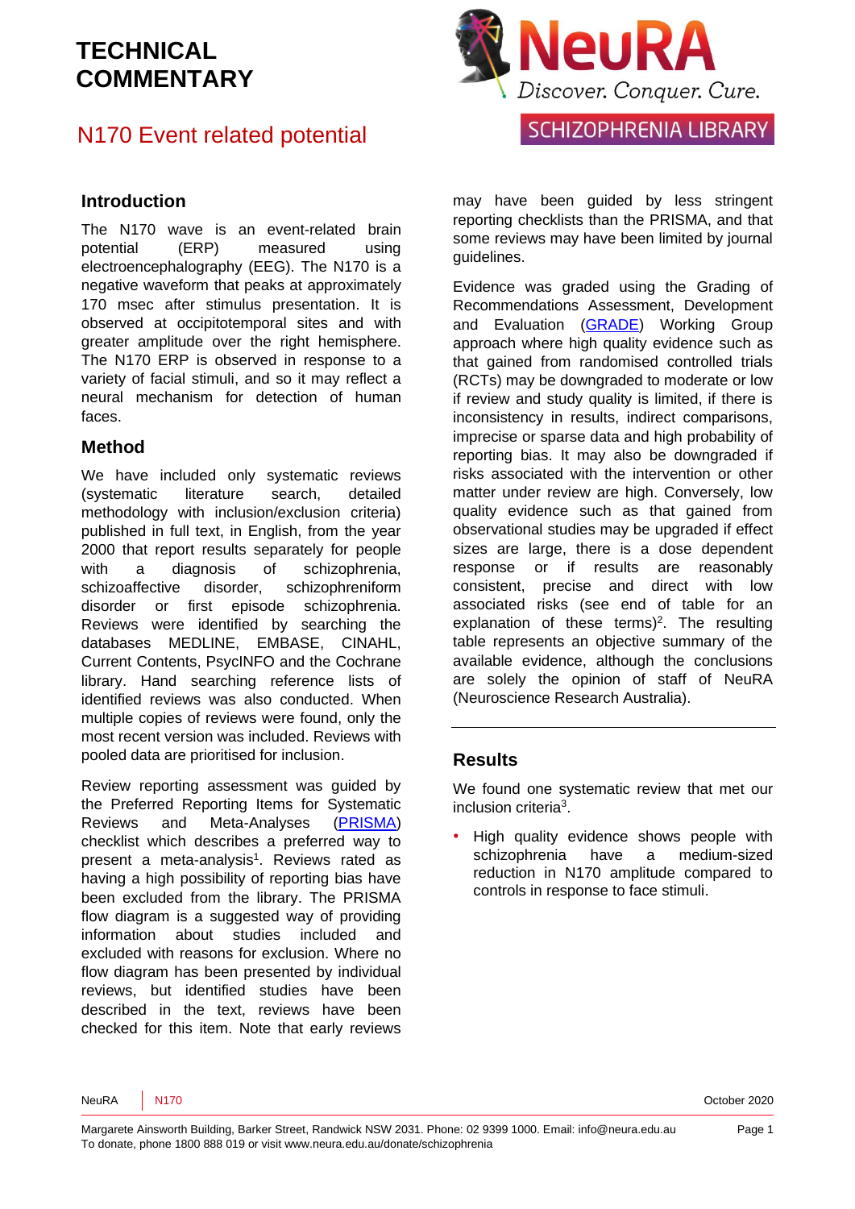# TECHNICAL COMMENTARY

## N170 Event related potential

SCHIZOPHRENIA LIBRARY

### Introduction

The N170 wave is an event-related brain potential (ERP) measured using electroencephalography (EEG). The N170 is a negative waveform that peaks at approximately 170 msec after stimulus presentation. It is observed at occipitotemporal sites and with greater amplitude over the right hemisphere. The N170 ERP is observed in response to a variety of facial stimuli, and so it may reflect a neural mechanism for detection of human faces.

### Method

We have included only systematic reviews (systematic literature search, detailed methodology with inclusion/exclusion criteria) published in full text, in English, from the year 2000 that report results separately for people with a diagnosis of schizophrenia, schizoaffective disorder, schizophreniform disorder or first episode schizophrenia. Reviews were identified by searching the databases MEDLINE, EMBASE, CINAHL, Current Contents, PsycINFO and the Cochrane library. Hand searching reference lists of identified reviews was also conducted. When multiple copies of reviews were found, only the most recent version was included. Reviews with pooled data are prioritised for inclusion.

Review reporting assessment was guided by the Preferred Reporting Items for Systematic Reviews and Meta-Analyses (PRISMA) checklist which describes a preferred way to present a meta-analysis[1]. Reviews rated as having a high possibility of reporting bias have been excluded from the library. The PRISMA flow diagram is a suggested way of providing information about studies included and excluded with reasons for exclusion. Where no flow diagram has been presented by individual reviews, but identified studies have been described in the text, reviews have been checked for this item. Note that early reviews may have been guided by less stringent reporting checklists than the PRISMA, and that some reviews may have been limited by journal guidelines.

Evidence was graded using the Grading of Recommendations Assessment, Development and Evaluation (GRADE) Working Group approach where high quality evidence such as that gained from randomised controlled trials (RCTs) may be downgraded to moderate or low if review and study quality is limited, if there is inconsistency in results, indirect comparisons, imprecise or sparse data and high probability of reporting bias. It may also be downgraded if risks associated with the intervention or other matter under review are high. Conversely, low quality evidence such as that gained from observational studies may be upgraded if effect sizes are large, there is a dose dependent response or if results are reasonably consistent, precise and direct with low associated risks (see end of table for an explanation of these terms)[2]. The resulting table represents an objective summary of the available evidence, although the conclusions are solely the opinion of staff of NeuRA (Neuroscience Research Australia).

### Results

We found one systematic review that met our inclusion criteria[3].

- High quality evidence shows people with schizophrenia have a medium-sized reduction in N170 amplitude compared to controls in response to face stimuli.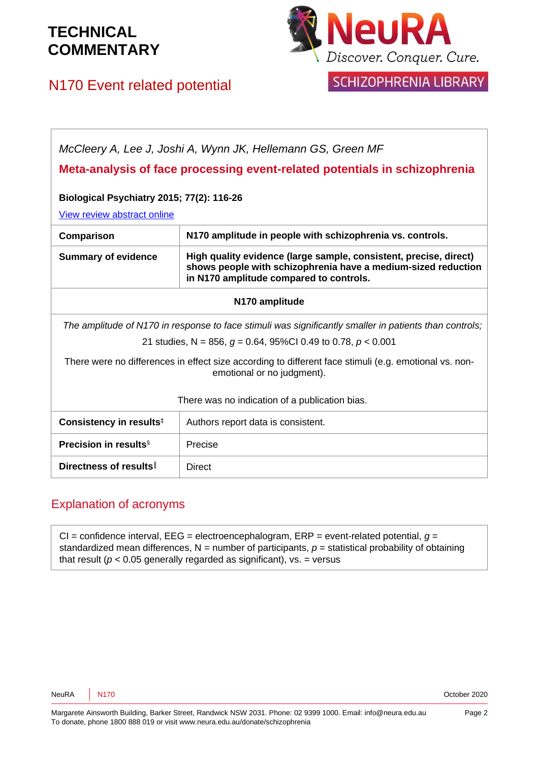# TECHNICAL COMMENTARY

## N170 Event related potential

*McCleery A, Lee J, Joshi A, Wynn JK, Hellemann GS, Green MF*

**Meta-analysis of face processing event-related potentials in schizophrenia**

**Biological Psychiatry 2015; 77(2): 116-26**

View review abstract online

| **Comparison** | **N170 amplitude in people with schizophrenia vs. controls.** |
|---|---|
| **Summary of evidence** | **High quality evidence (large sample, consistent, precise, direct) shows people with schizophrenia have a medium-sized reduction in N170 amplitude compared to controls.** |
| **N170 amplitude** | |
| *The amplitude of N170 in response to face stimuli was significantly smaller in patients than controls;* 21 studies, N = 856, $g$ = 0.64, 95%CI 0.49 to 0.78, $p$ < 0.001. There were no differences in effect size according to different face stimuli (e.g. emotional vs. non-emotional or no judgment). There was no indication of a publication bias. | |
| **Consistency in results**‡ | Authors report data is consistent. |
| **Precision in results**§ | Precise |
| **Directness of results**‖ | Direct |

## Explanation of acronyms

CI = confidence interval, EEG = electroencephalogram, ERP = event-related potential, $g$ = standardized mean differences, N = number of participants, $p$ = statistical probability of obtaining that result ($p$ < 0.05 generally regarded as significant), vs. = versus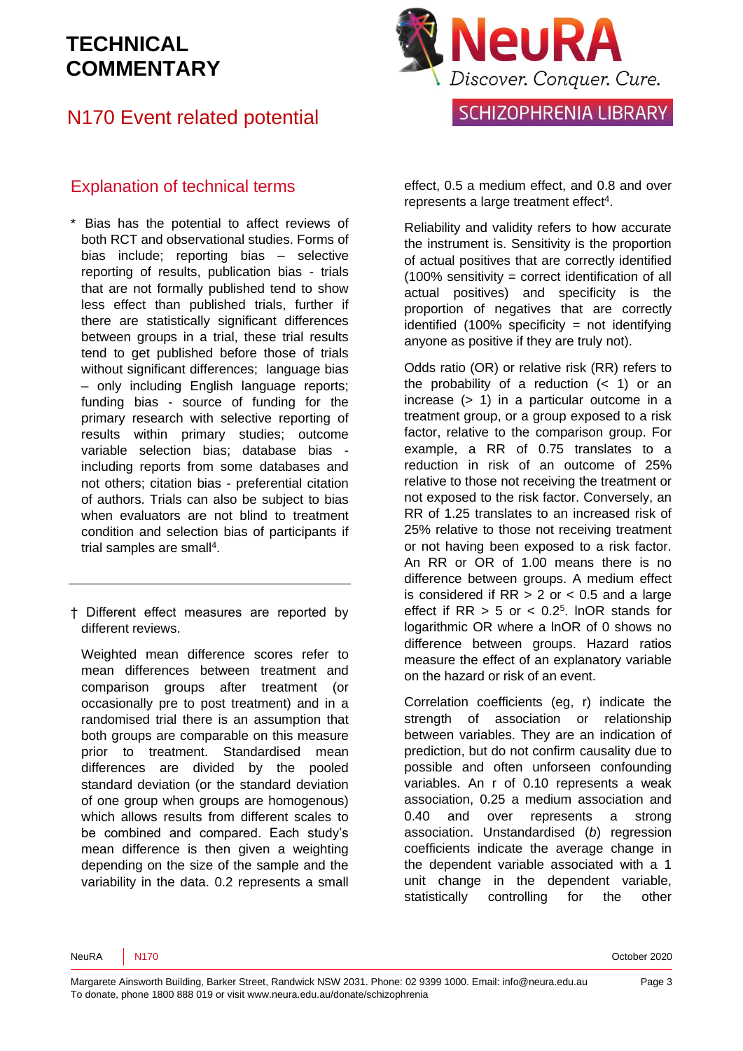# TECHNICAL COMMENTARY

## N170 Event related potential

## Explanation of technical terms

\* Bias has the potential to affect reviews of both RCT and observational studies. Forms of bias include; reporting bias – selective reporting of results, publication bias - trials that are not formally published tend to show less effect than published trials, further if there are statistically significant differences between groups in a trial, these trial results tend to get published before those of trials without significant differences; language bias – only including English language reports; funding bias - source of funding for the primary research with selective reporting of results within primary studies; outcome variable selection bias; database bias - including reports from some databases and not others; citation bias - preferential citation of authors. Trials can also be subject to bias when evaluators are not blind to treatment condition and selection bias of participants if trial samples are small[4].

---

† Different effect measures are reported by different reviews.

Weighted mean difference scores refer to mean differences between treatment and comparison groups after treatment (or occasionally pre to post treatment) and in a randomised trial there is an assumption that both groups are comparable on this measure prior to treatment. Standardised mean differences are divided by the pooled standard deviation (or the standard deviation of one group when groups are homogenous) which allows results from different scales to be combined and compared. Each study's mean difference is then given a weighting depending on the size of the sample and the variability in the data. 0.2 represents a small effect, 0.5 a medium effect, and 0.8 and over represents a large treatment effect[4].

Reliability and validity refers to how accurate the instrument is. Sensitivity is the proportion of actual positives that are correctly identified (100% sensitivity = correct identification of all actual positives) and specificity is the proportion of negatives that are correctly identified (100% specificity = not identifying anyone as positive if they are truly not).

Odds ratio (OR) or relative risk (RR) refers to the probability of a reduction (< 1) or an increase (> 1) in a particular outcome in a treatment group, or a group exposed to a risk factor, relative to the comparison group. For example, a RR of 0.75 translates to a reduction in risk of an outcome of 25% relative to those not receiving the treatment or not exposed to the risk factor. Conversely, an RR of 1.25 translates to an increased risk of 25% relative to those not receiving treatment or not having been exposed to a risk factor. An RR or OR of 1.00 means there is no difference between groups. A medium effect is considered if RR > 2 or < 0.5 and a large effect if RR > 5 or < 0.2[5]. lnOR stands for logarithmic OR where a lnOR of 0 shows no difference between groups. Hazard ratios measure the effect of an explanatory variable on the hazard or risk of an event.

Correlation coefficients (eg, r) indicate the strength of association or relationship between variables. They are an indication of prediction, but do not confirm causality due to possible and often unforseen confounding variables. An r of 0.10 represents a weak association, 0.25 a medium association and 0.40 and over represents a strong association. Unstandardised (*b*) regression coefficients indicate the average change in the dependent variable associated with a 1 unit change in the dependent variable, statistically controlling for the other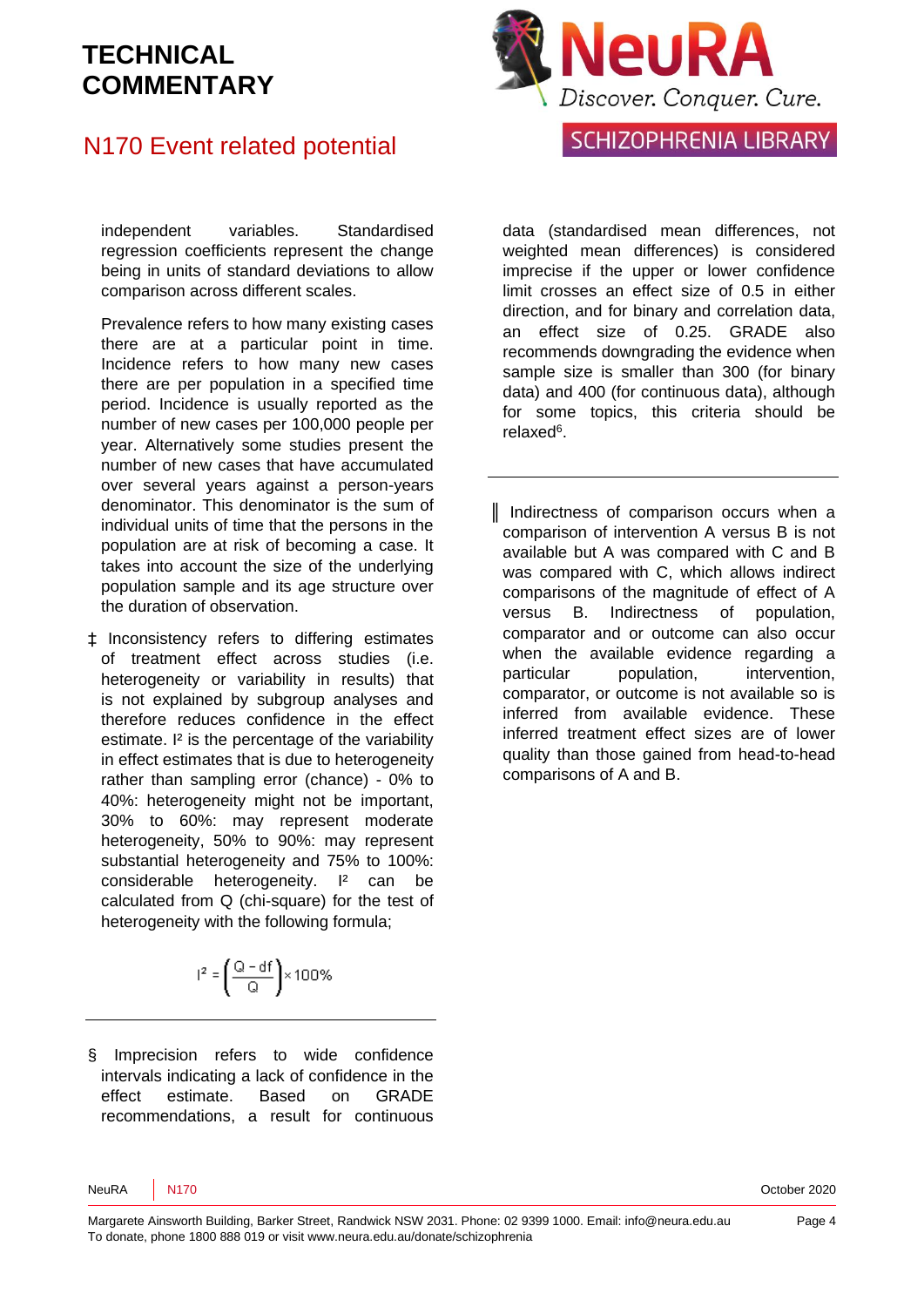independent variables. Standardised regression coefficients represent the change being in units of standard deviations to allow comparison across different scales.

Prevalence refers to how many existing cases there are at a particular point in time. Incidence refers to how many new cases there are per population in a specified time period. Incidence is usually reported as the number of new cases per 100,000 people per year. Alternatively some studies present the number of new cases that have accumulated over several years against a person-years denominator. This denominator is the sum of individual units of time that the persons in the population are at risk of becoming a case. It takes into account the size of the underlying population sample and its age structure over the duration of observation.

‡ Inconsistency refers to differing estimates of treatment effect across studies (i.e. heterogeneity or variability in results) that is not explained by subgroup analyses and therefore reduces confidence in the effect estimate. I² is the percentage of the variability in effect estimates that is due to heterogeneity rather than sampling error (chance) - 0% to 40%: heterogeneity might not be important, 30% to 60%: may represent moderate heterogeneity, 50% to 90%: may represent substantial heterogeneity and 75% to 100%: considerable heterogeneity. I² can be calculated from Q (chi-square) for the test of heterogeneity with the following formula;

$$I^2 = \left(\frac{Q - df}{Q}\right) \times 100\%$$

---

§ Imprecision refers to wide confidence intervals indicating a lack of confidence in the effect estimate. Based on GRADE recommendations, a result for continuous data (standardised mean differences, not weighted mean differences) is considered imprecise if the upper or lower confidence limit crosses an effect size of 0.5 in either direction, and for binary and correlation data, an effect size of 0.25. GRADE also recommends downgrading the evidence when sample size is smaller than 300 (for binary data) and 400 (for continuous data), although for some topics, this criteria should be relaxed[6].

---

‖ Indirectness of comparison occurs when a comparison of intervention A versus B is not available but A was compared with C and B was compared with C, which allows indirect comparisons of the magnitude of effect of A versus B. Indirectness of population, comparator and or outcome can also occur when the available evidence regarding a particular population, intervention, comparator, or outcome is not available so is inferred from available evidence. These inferred treatment effect sizes are of lower quality than those gained from head-to-head comparisons of A and B.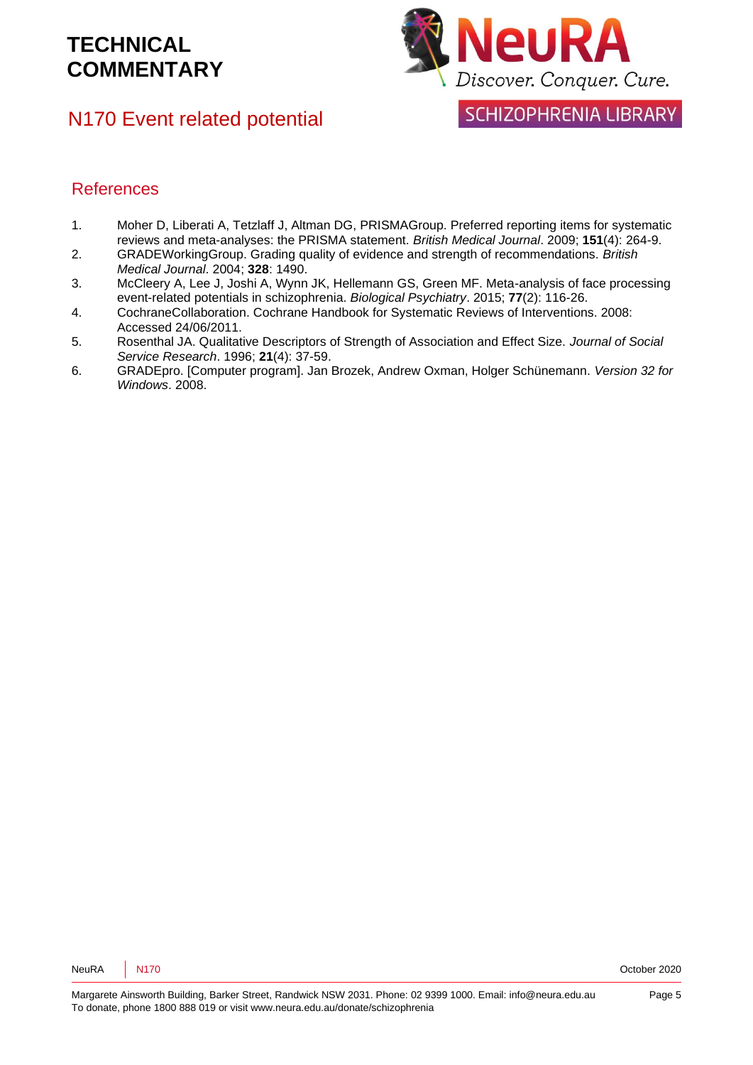## References

1. Moher D, Liberati A, Tetzlaff J, Altman DG, PRISMAGroup. Preferred reporting items for systematic reviews and meta-analyses: the PRISMA statement. *British Medical Journal*. 2009; **151**(4): 264-9.
2. GRADEWorkingGroup. Grading quality of evidence and strength of recommendations. *British Medical Journal*. 2004; **328**: 1490.
3. McCleery A, Lee J, Joshi A, Wynn JK, Hellemann GS, Green MF. Meta-analysis of face processing event-related potentials in schizophrenia. *Biological Psychiatry*. 2015; **77**(2): 116-26.
4. CochraneCollaboration. Cochrane Handbook for Systematic Reviews of Interventions. 2008: Accessed 24/06/2011.
5. Rosenthal JA. Qualitative Descriptors of Strength of Association and Effect Size. *Journal of Social Service Research*. 1996; **21**(4): 37-59.
6. GRADEpro. [Computer program]. Jan Brozek, Andrew Oxman, Holger Schünemann. *Version 32 for Windows*. 2008.